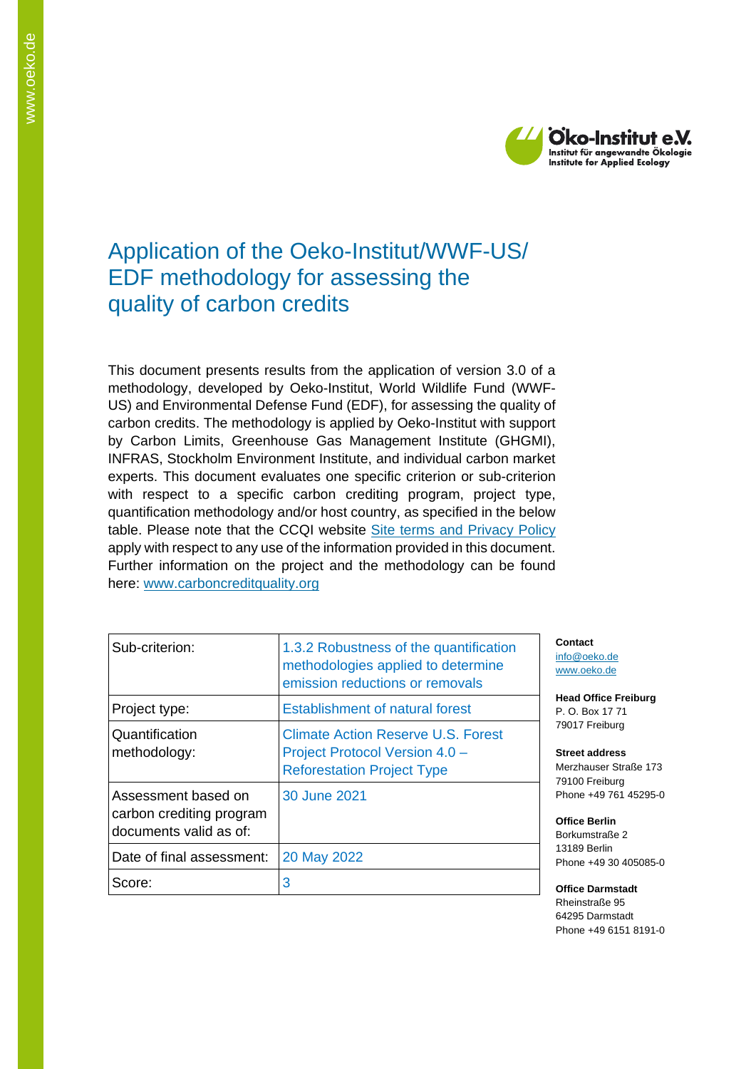Öko-Institut e.V.
Institut für angewandte Ökologie
Institute for Applied Ecology

# Application of the Oeko-Institut/WWF-US/ EDF methodology for assessing the quality of carbon credits

This document presents results from the application of version 3.0 of a methodology, developed by Oeko-Institut, World Wildlife Fund (WWF-US) and Environmental Defense Fund (EDF), for assessing the quality of carbon credits. The methodology is applied by Oeko-Institut with support by Carbon Limits, Greenhouse Gas Management Institute (GHGMI), INFRAS, Stockholm Environment Institute, and individual carbon market experts. This document evaluates one specific criterion or sub-criterion with respect to a specific carbon crediting program, project type, quantification methodology and/or host country, as specified in the below table. Please note that the CCQI website [Site terms and Privacy Policy] apply with respect to any use of the information provided in this document. Further information on the project and the methodology can be found here: www.carboncreditquality.org

| | |
|---|---|
| Sub-criterion: | 1.3.2 Robustness of the quantification methodologies applied to determine emission reductions or removals |
| Project type: | Establishment of natural forest |
| Quantification methodology: | Climate Action Reserve U.S. Forest Project Protocol Version 4.0 – Reforestation Project Type |
| Assessment based on carbon crediting program documents valid as of: | 30 June 2021 |
| Date of final assessment: | 20 May 2022 |
| Score: | 3 |

**Contact**
info@oeko.de
www.oeko.de

**Head Office Freiburg**
P. O. Box 17 71
79017 Freiburg

**Street address**
Merzhauser Straße 173
79100 Freiburg
Phone +49 761 45295-0

**Office Berlin**
Borkumstraße 2
13189 Berlin
Phone +49 30 405085-0

**Office Darmstadt**
Rheinstraße 95
64295 Darmstadt
Phone +49 6151 8191-0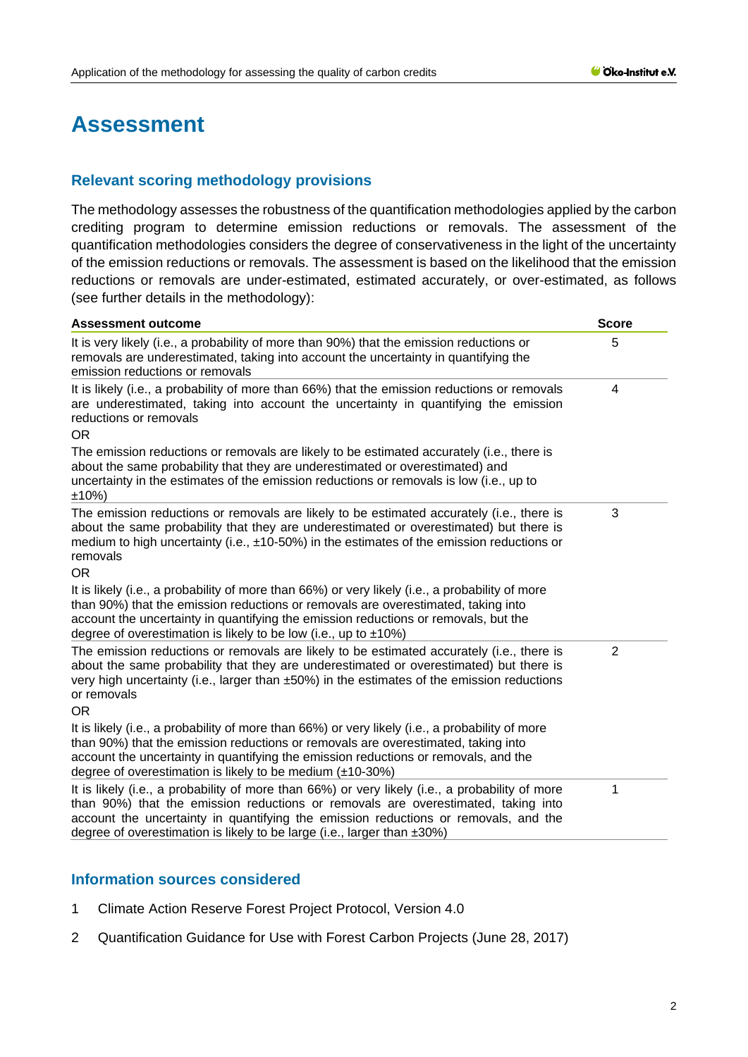# Assessment

## Relevant scoring methodology provisions

The methodology assesses the robustness of the quantification methodologies applied by the carbon crediting program to determine emission reductions or removals. The assessment of the quantification methodologies considers the degree of conservativeness in the light of the uncertainty of the emission reductions or removals. The assessment is based on the likelihood that the emission reductions or removals are under-estimated, estimated accurately, or over-estimated, as follows (see further details in the methodology):

| Assessment outcome | Score |
|---|---|
| It is very likely (i.e., a probability of more than 90%) that the emission reductions or removals are underestimated, taking into account the uncertainty in quantifying the emission reductions or removals | 5 |
| It is likely (i.e., a probability of more than 66%) that the emission reductions or removals are underestimated, taking into account the uncertainty in quantifying the emission reductions or removals<br>OR<br>The emission reductions or removals are likely to be estimated accurately (i.e., there is about the same probability that they are underestimated or overestimated) and uncertainty in the estimates of the emission reductions or removals is low (i.e., up to ±10%) | 4 |
| The emission reductions or removals are likely to be estimated accurately (i.e., there is about the same probability that they are underestimated or overestimated) but there is medium to high uncertainty (i.e., ±10-50%) in the estimates of the emission reductions or removals<br>OR<br>It is likely (i.e., a probability of more than 66%) or very likely (i.e., a probability of more than 90%) that the emission reductions or removals are overestimated, taking into account the uncertainty in quantifying the emission reductions or removals, but the degree of overestimation is likely to be low (i.e., up to ±10%) | 3 |
| The emission reductions or removals are likely to be estimated accurately (i.e., there is about the same probability that they are underestimated or overestimated) but there is very high uncertainty (i.e., larger than ±50%) in the estimates of the emission reductions or removals<br>OR<br>It is likely (i.e., a probability of more than 66%) or very likely (i.e., a probability of more than 90%) that the emission reductions or removals are overestimated, taking into account the uncertainty in quantifying the emission reductions or removals, and the degree of overestimation is likely to be medium (±10-30%) | 2 |
| It is likely (i.e., a probability of more than 66%) or very likely (i.e., a probability of more than 90%) that the emission reductions or removals are overestimated, taking into account the uncertainty in quantifying the emission reductions or removals, and the degree of overestimation is likely to be large (i.e., larger than ±30%) | 1 |

## Information sources considered

1. Climate Action Reserve Forest Project Protocol, Version 4.0
2. Quantification Guidance for Use with Forest Carbon Projects (June 28, 2017)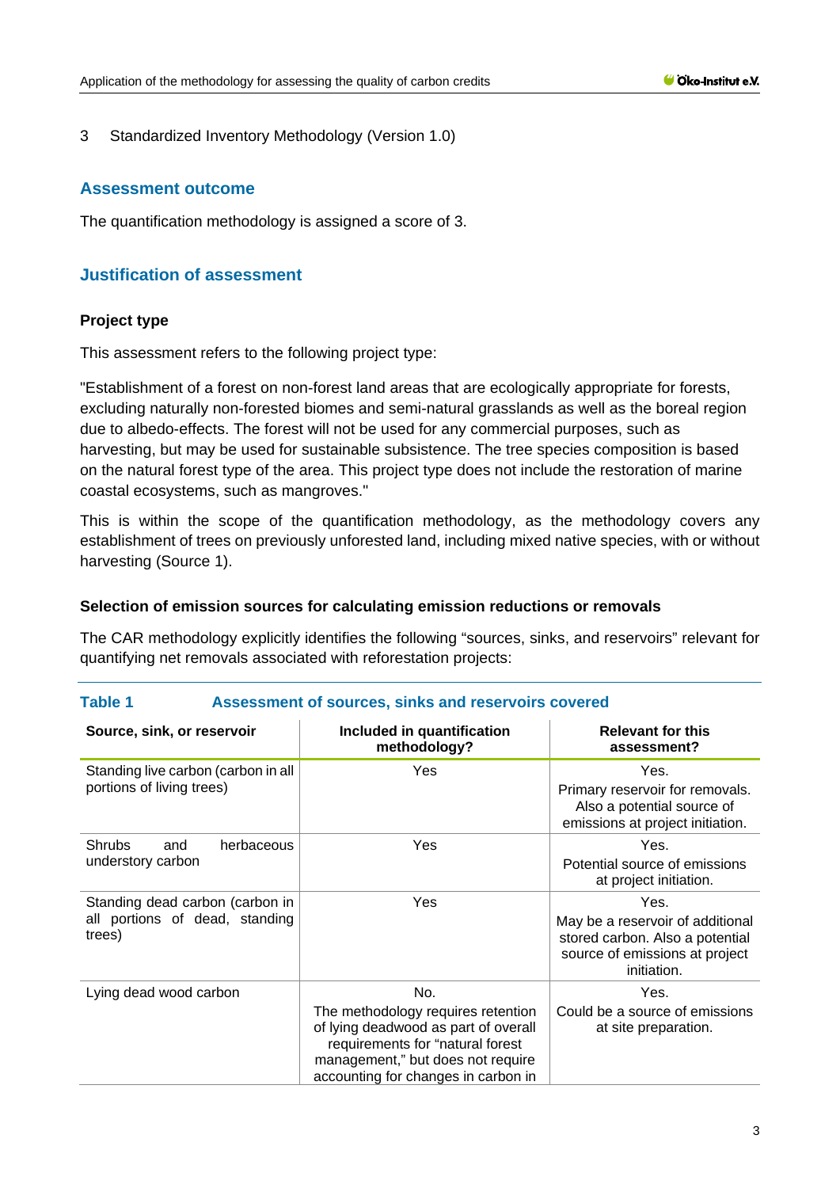3 Standardized Inventory Methodology (Version 1.0)

## Assessment outcome

The quantification methodology is assigned a score of 3.

## Justification of assessment

### Project type

This assessment refers to the following project type:

"Establishment of a forest on non-forest land areas that are ecologically appropriate for forests, excluding naturally non-forested biomes and semi-natural grasslands as well as the boreal region due to albedo-effects. The forest will not be used for any commercial purposes, such as harvesting, but may be used for sustainable subsistence. The tree species composition is based on the natural forest type of the area. This project type does not include the restoration of marine coastal ecosystems, such as mangroves."

This is within the scope of the quantification methodology, as the methodology covers any establishment of trees on previously unforested land, including mixed native species, with or without harvesting (Source 1).

### Selection of emission sources for calculating emission reductions or removals

The CAR methodology explicitly identifies the following "sources, sinks, and reservoirs" relevant for quantifying net removals associated with reforestation projects:

**Table 1 Assessment of sources, sinks and reservoirs covered**

| Source, sink, or reservoir | Included in quantification methodology? | Relevant for this assessment? |
|---|---|---|
| Standing live carbon (carbon in all portions of living trees) | Yes | Yes. Primary reservoir for removals. Also a potential source of emissions at project initiation. |
| Shrubs and herbaceous understory carbon | Yes | Yes. Potential source of emissions at project initiation. |
| Standing dead carbon (carbon in all portions of dead, standing trees) | Yes | Yes. May be a reservoir of additional stored carbon. Also a potential source of emissions at project initiation. |
| Lying dead wood carbon | No. The methodology requires retention of lying deadwood as part of overall requirements for "natural forest management," but does not require accounting for changes in carbon in | Yes. Could be a source of emissions at site preparation. |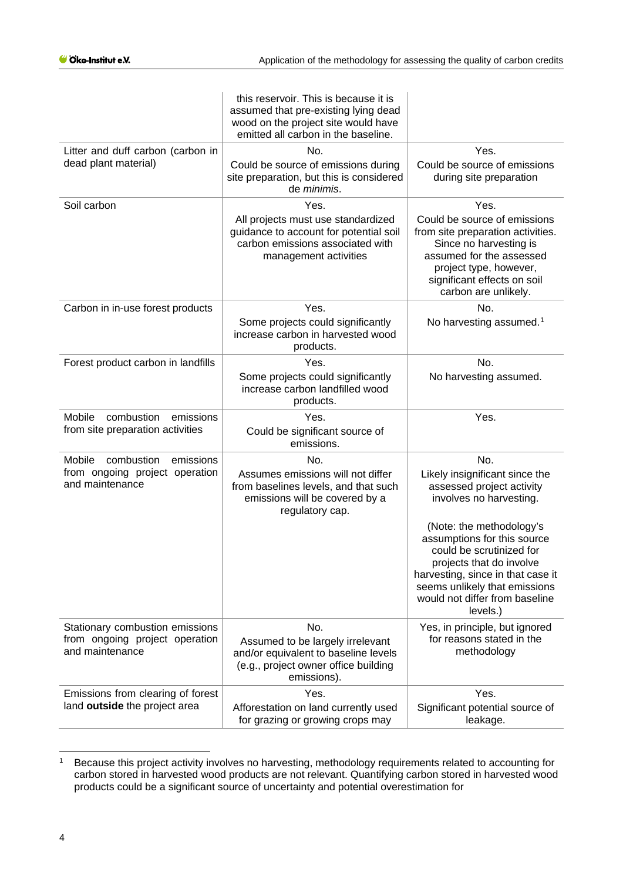| | | |
|---|---|---|
| | this reservoir. This is because it is assumed that pre-existing lying dead wood on the project site would have emitted all carbon in the baseline. | |
| Litter and duff carbon (carbon in dead plant material) | No.<br>Could be source of emissions during site preparation, but this is considered de *minimis*. | Yes.<br>Could be source of emissions during site preparation |
| Soil carbon | Yes.<br>All projects must use standardized guidance to account for potential soil carbon emissions associated with management activities | Yes.<br>Could be source of emissions from site preparation activities. Since no harvesting is assumed for the assessed project type, however, significant effects on soil carbon are unlikely. |
| Carbon in in-use forest products | Yes.<br>Some projects could significantly increase carbon in harvested wood products. | No.<br>No harvesting assumed.[1] |
| Forest product carbon in landfills | Yes.<br>Some projects could significantly increase carbon landfilled wood products. | No.<br>No harvesting assumed. |
| Mobile combustion emissions from site preparation activities | Yes.<br>Could be significant source of emissions. | Yes. |
| Mobile combustion emissions from ongoing project operation and maintenance | No.<br>Assumes emissions will not differ from baselines levels, and that such emissions will be covered by a regulatory cap. | No.<br>Likely insignificant since the assessed project activity involves no harvesting.<br><br>(Note: the methodology's assumptions for this source could be scrutinized for projects that do involve harvesting, since in that case it seems unlikely that emissions would not differ from baseline levels.) |
| Stationary combustion emissions from ongoing project operation and maintenance | No.<br>Assumed to be largely irrelevant and/or equivalent to baseline levels (e.g., project owner office building emissions). | Yes, in principle, but ignored for reasons stated in the methodology |
| Emissions from clearing of forest land **outside** the project area | Yes.<br>Afforestation on land currently used for grazing or growing crops may | Yes.<br>Significant potential source of leakage. |

[1] Because this project activity involves no harvesting, methodology requirements related to accounting for carbon stored in harvested wood products are not relevant. Quantifying carbon stored in harvested wood products could be a significant source of uncertainty and potential overestimation for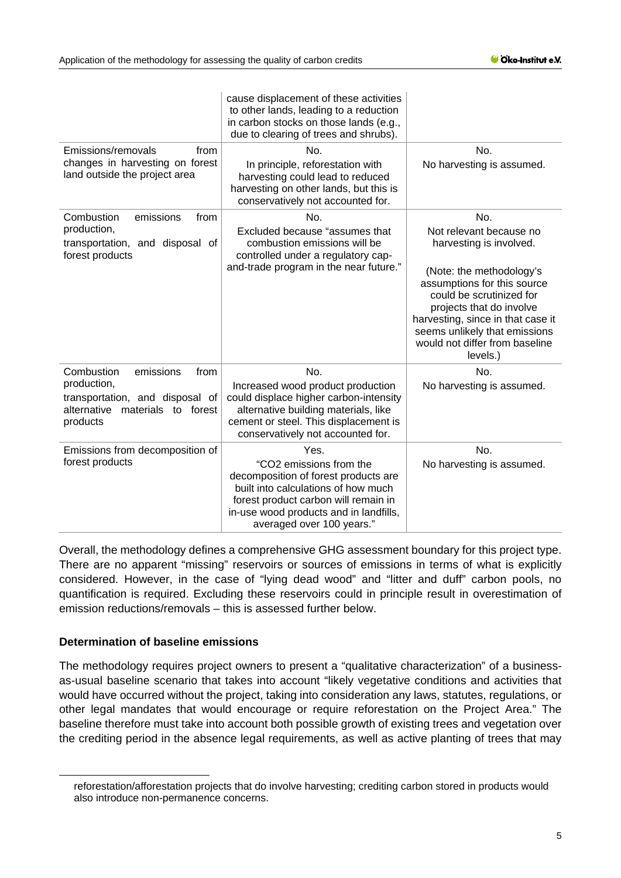| | | |
|---|---|---|
| | cause displacement of these activities to other lands, leading to a reduction in carbon stocks on those lands (e.g., due to clearing of trees and shrubs). | |
| Emissions/removals from changes in harvesting on forest land outside the project area | No. In principle, reforestation with harvesting could lead to reduced harvesting on other lands, but this is conservatively not accounted for. | No. No harvesting is assumed. |
| Combustion emissions from production, transportation, and disposal of forest products | No. Excluded because "assumes that combustion emissions will be controlled under a regulatory cap-and-trade program in the near future." | No. Not relevant because no harvesting is involved. (Note: the methodology's assumptions for this source could be scrutinized for projects that do involve harvesting, since in that case it seems unlikely that emissions would not differ from baseline levels.) |
| Combustion emissions from production, transportation, and disposal of alternative materials to forest products | No. Increased wood product production could displace higher carbon-intensity alternative building materials, like cement or steel. This displacement is conservatively not accounted for. | No. No harvesting is assumed. |
| Emissions from decomposition of forest products | Yes. "$CO_2$ emissions from the decomposition of forest products are built into calculations of how much forest product carbon will remain in in-use wood products and in landfills, averaged over 100 years." | No. No harvesting is assumed. |

Overall, the methodology defines a comprehensive GHG assessment boundary for this project type. There are no apparent "missing" reservoirs or sources of emissions in terms of what is explicitly considered. However, in the case of "lying dead wood" and "litter and duff" carbon pools, no quantification is required. Excluding these reservoirs could in principle result in overestimation of emission reductions/removals – this is assessed further below.

**Determination of baseline emissions**

The methodology requires project owners to present a "qualitative characterization" of a business-as-usual baseline scenario that takes into account "likely vegetative conditions and activities that would have occurred without the project, taking into consideration any laws, statutes, regulations, or other legal mandates that would encourage or require reforestation on the Project Area." The baseline therefore must take into account both possible growth of existing trees and vegetation over the crediting period in the absence legal requirements, as well as active planting of trees that may

reforestation/afforestation projects that do involve harvesting; crediting carbon stored in products would also introduce non-permanence concerns.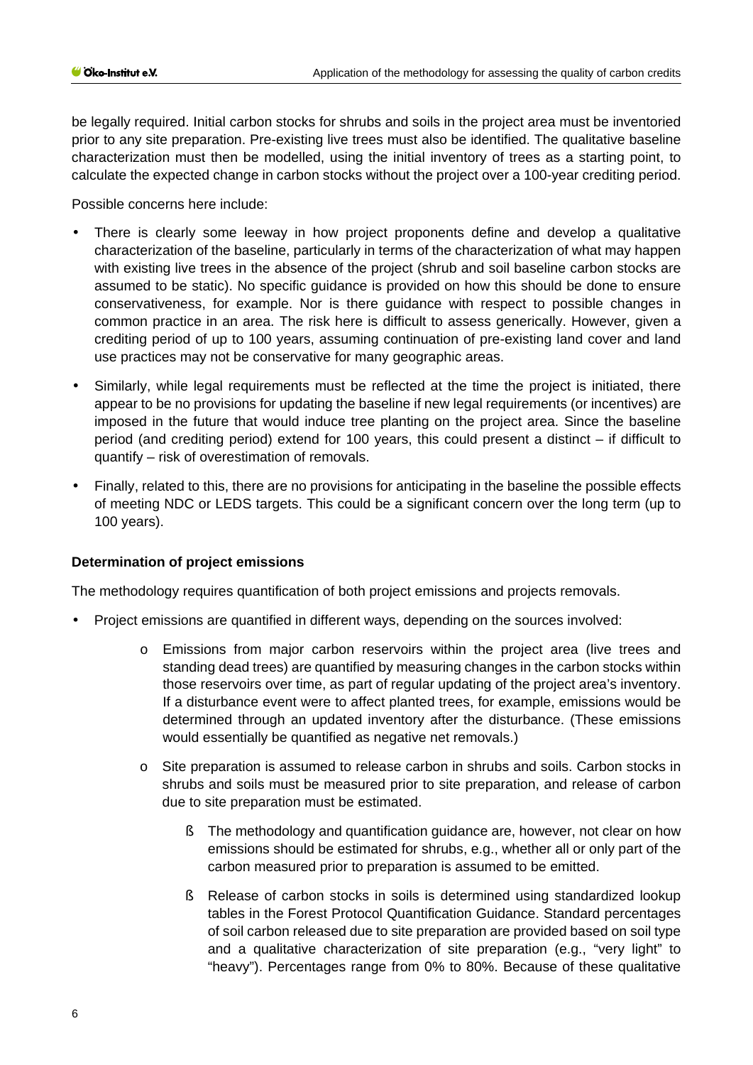be legally required. Initial carbon stocks for shrubs and soils in the project area must be inventoried prior to any site preparation. Pre-existing live trees must also be identified. The qualitative baseline characterization must then be modelled, using the initial inventory of trees as a starting point, to calculate the expected change in carbon stocks without the project over a 100-year crediting period.

Possible concerns here include:

- There is clearly some leeway in how project proponents define and develop a qualitative characterization of the baseline, particularly in terms of the characterization of what may happen with existing live trees in the absence of the project (shrub and soil baseline carbon stocks are assumed to be static). No specific guidance is provided on how this should be done to ensure conservativeness, for example. Nor is there guidance with respect to possible changes in common practice in an area. The risk here is difficult to assess generically. However, given a crediting period of up to 100 years, assuming continuation of pre-existing land cover and land use practices may not be conservative for many geographic areas.
- Similarly, while legal requirements must be reflected at the time the project is initiated, there appear to be no provisions for updating the baseline if new legal requirements (or incentives) are imposed in the future that would induce tree planting on the project area. Since the baseline period (and crediting period) extend for 100 years, this could present a distinct – if difficult to quantify – risk of overestimation of removals.
- Finally, related to this, there are no provisions for anticipating in the baseline the possible effects of meeting NDC or LEDS targets. This could be a significant concern over the long term (up to 100 years).

**Determination of project emissions**

The methodology requires quantification of both project emissions and projects removals.

- Project emissions are quantified in different ways, depending on the sources involved:
  - Emissions from major carbon reservoirs within the project area (live trees and standing dead trees) are quantified by measuring changes in the carbon stocks within those reservoirs over time, as part of regular updating of the project area's inventory. If a disturbance event were to affect planted trees, for example, emissions would be determined through an updated inventory after the disturbance. (These emissions would essentially be quantified as negative net removals.)
  - Site preparation is assumed to release carbon in shrubs and soils. Carbon stocks in shrubs and soils must be measured prior to site preparation, and release of carbon due to site preparation must be estimated.
    - The methodology and quantification guidance are, however, not clear on how emissions should be estimated for shrubs, e.g., whether all or only part of the carbon measured prior to preparation is assumed to be emitted.
    - Release of carbon stocks in soils is determined using standardized lookup tables in the Forest Protocol Quantification Guidance. Standard percentages of soil carbon released due to site preparation are provided based on soil type and a qualitative characterization of site preparation (e.g., "very light" to "heavy"). Percentages range from 0% to 80%. Because of these qualitative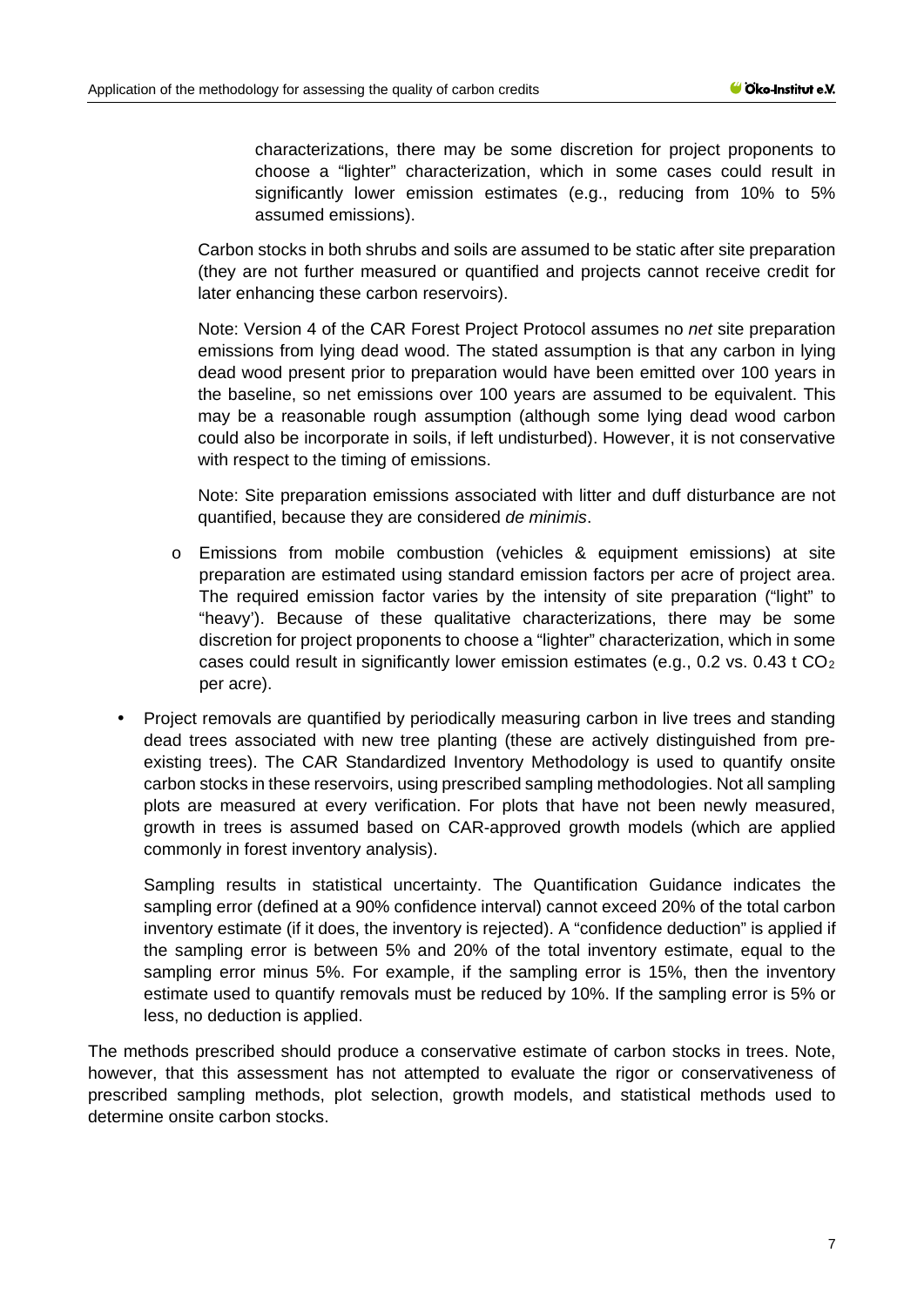characterizations, there may be some discretion for project proponents to choose a "lighter" characterization, which in some cases could result in significantly lower emission estimates (e.g., reducing from 10% to 5% assumed emissions).

Carbon stocks in both shrubs and soils are assumed to be static after site preparation (they are not further measured or quantified and projects cannot receive credit for later enhancing these carbon reservoirs).

Note: Version 4 of the CAR Forest Project Protocol assumes no *net* site preparation emissions from lying dead wood. The stated assumption is that any carbon in lying dead wood present prior to preparation would have been emitted over 100 years in the baseline, so net emissions over 100 years are assumed to be equivalent. This may be a reasonable rough assumption (although some lying dead wood carbon could also be incorporate in soils, if left undisturbed). However, it is not conservative with respect to the timing of emissions.

Note: Site preparation emissions associated with litter and duff disturbance are not quantified, because they are considered *de minimis*.

  - Emissions from mobile combustion (vehicles & equipment emissions) at site preparation are estimated using standard emission factors per acre of project area. The required emission factor varies by the intensity of site preparation ("light" to "heavy'). Because of these qualitative characterizations, there may be some discretion for project proponents to choose a "lighter" characterization, which in some cases could result in significantly lower emission estimates (e.g., 0.2 vs. 0.43 t $CO_2$ per acre).

- Project removals are quantified by periodically measuring carbon in live trees and standing dead trees associated with new tree planting (these are actively distinguished from pre-existing trees). The CAR Standardized Inventory Methodology is used to quantify onsite carbon stocks in these reservoirs, using prescribed sampling methodologies. Not all sampling plots are measured at every verification. For plots that have not been newly measured, growth in trees is assumed based on CAR-approved growth models (which are applied commonly in forest inventory analysis).

  Sampling results in statistical uncertainty. The Quantification Guidance indicates the sampling error (defined at a 90% confidence interval) cannot exceed 20% of the total carbon inventory estimate (if it does, the inventory is rejected). A "confidence deduction" is applied if the sampling error is between 5% and 20% of the total inventory estimate, equal to the sampling error minus 5%. For example, if the sampling error is 15%, then the inventory estimate used to quantify removals must be reduced by 10%. If the sampling error is 5% or less, no deduction is applied.

The methods prescribed should produce a conservative estimate of carbon stocks in trees. Note, however, that this assessment has not attempted to evaluate the rigor or conservativeness of prescribed sampling methods, plot selection, growth models, and statistical methods used to determine onsite carbon stocks.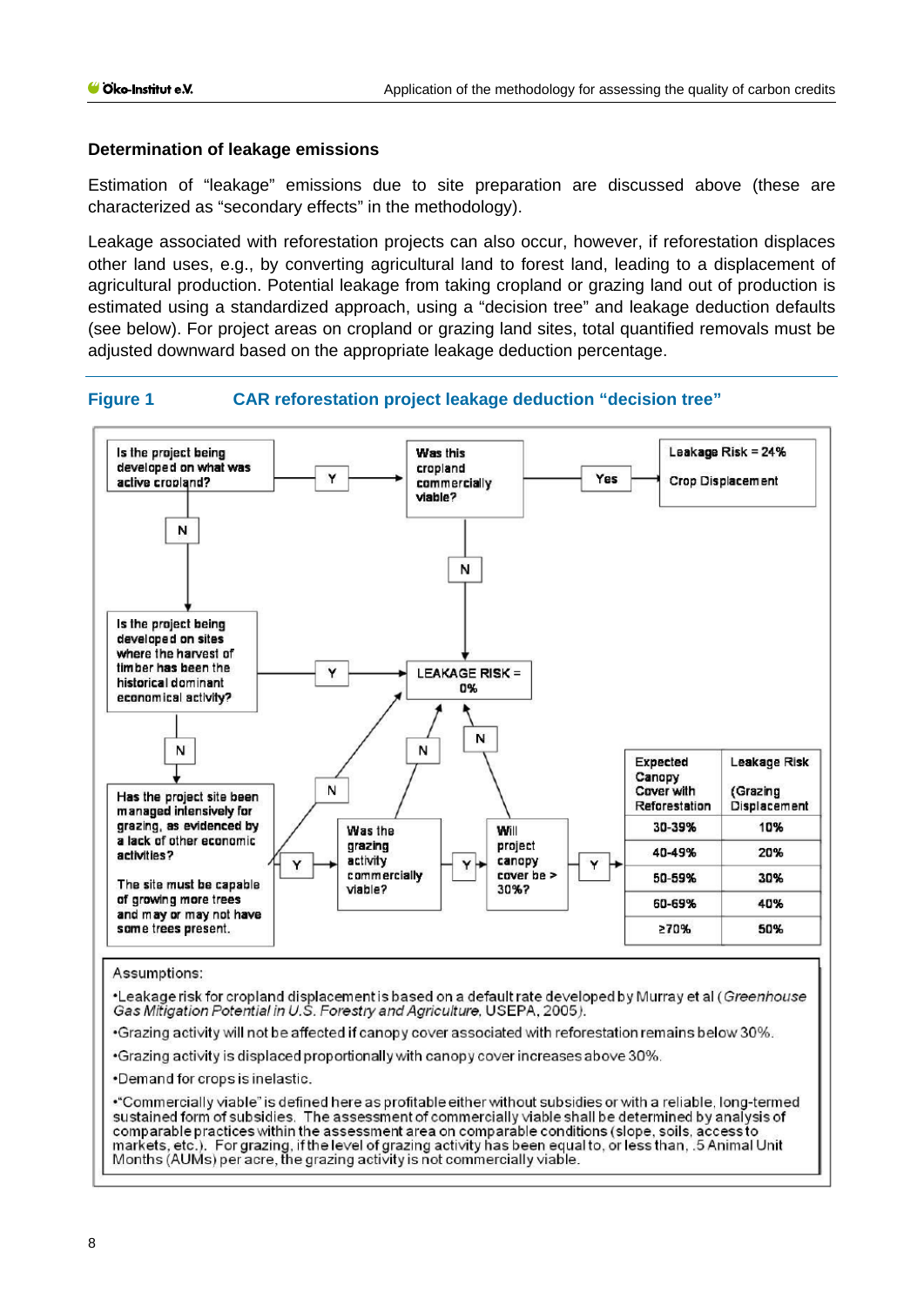**Determination of leakage emissions**

Estimation of "leakage" emissions due to site preparation are discussed above (these are characterized as "secondary effects" in the methodology).

Leakage associated with reforestation projects can also occur, however, if reforestation displaces other land uses, e.g., by converting agricultural land to forest land, leading to a displacement of agricultural production. Potential leakage from taking cropland or grazing land out of production is estimated using a standardized approach, using a "decision tree" and leakage deduction defaults (see below). For project areas on cropland or grazing land sites, total quantified removals must be adjusted downward based on the appropriate leakage deduction percentage.

**Figure 1 CAR reforestation project leakage deduction "decision tree"**

Is the project being developed on what was active cropland?

Y

Was this cropland commercially viable?

Yes

Leakage Risk = 24%

Crop Displacement

N

N

Is the project being developed on sites where the harvest of timber has been the historical dominant economical activity?

Y

LEAKAGE RISK = 0%

N

N

N

N

Has the project site been managed intensively for grazing, as evidenced by a lack of other economic activities?

The site must be capable of growing more trees and may or may not have some trees present.

Y

Was the grazing activity commercially viable?

Y

Will project canopy cover be > 30%?

Y

| Expected Canopy Cover with Reforestation | Leakage Risk (Grazing Displacement |
|---|---|
| 30-39% | 10% |
| 40-49% | 20% |
| 50-59% | 30% |
| 60-69% | 40% |
| ≥70% | 50% |

Assumptions:

- Leakage risk for cropland displacement is based on a default rate developed by Murray et al (*Greenhouse Gas Mitigation Potential in U.S. Forestry and Agriculture*, USEPA, 2005).
- Grazing activity will not be affected if canopy cover associated with reforestation remains below 30%.
- Grazing activity is displaced proportionally with canopy cover increases above 30%.
- Demand for crops is inelastic.
- "Commercially viable" is defined here as profitable either without subsidies or with a reliable, long-termed sustained form of subsidies. The assessment of commercially viable shall be determined by analysis of comparable practices within the assessment area on comparable conditions (slope, soils, access to markets, etc.). For grazing, if the level of grazing activity has been equal to, or less than, .5 Animal Unit Months (AUMs) per acre, the grazing activity is not commercially viable.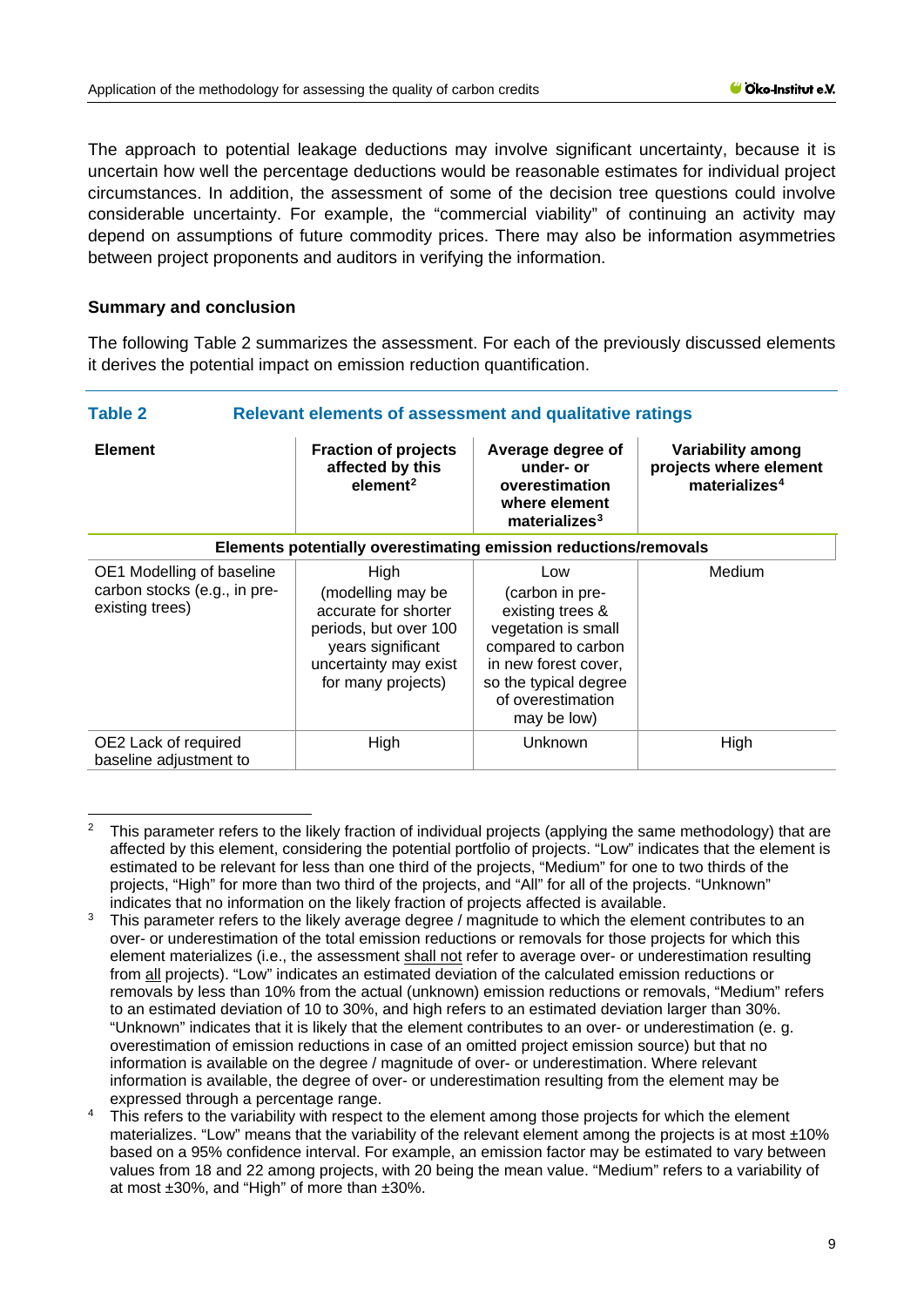The approach to potential leakage deductions may involve significant uncertainty, because it is uncertain how well the percentage deductions would be reasonable estimates for individual project circumstances. In addition, the assessment of some of the decision tree questions could involve considerable uncertainty. For example, the "commercial viability" of continuing an activity may depend on assumptions of future commodity prices. There may also be information asymmetries between project proponents and auditors in verifying the information.

### Summary and conclusion

The following Table 2 summarizes the assessment. For each of the previously discussed elements it derives the potential impact on emission reduction quantification.

**Table 2 Relevant elements of assessment and qualitative ratings**

| Element | Fraction of projects affected by this element[2] | Average degree of under- or overestimation where element materializes[3] | Variability among projects where element materializes[4] |
|---|---|---|---|
| **Elements potentially overestimating emission reductions/removals** | | | |
| OE1 Modelling of baseline carbon stocks (e.g., in pre-existing trees) | High (modelling may be accurate for shorter periods, but over 100 years significant uncertainty may exist for many projects) | Low (carbon in pre-existing trees & vegetation is small compared to carbon in new forest cover, so the typical degree of overestimation may be low) | Medium |
| OE2 Lack of required baseline adjustment to | High | Unknown | High |

[2] This parameter refers to the likely fraction of individual projects (applying the same methodology) that are affected by this element, considering the potential portfolio of projects. "Low" indicates that the element is estimated to be relevant for less than one third of the projects, "Medium" for one to two thirds of the projects, "High" for more than two third of the projects, and "All" for all of the projects. "Unknown" indicates that no information on the likely fraction of projects affected is available.

[3] This parameter refers to the likely average degree / magnitude to which the element contributes to an over- or underestimation of the total emission reductions or removals for those projects for which this element materializes (i.e., the assessment shall not refer to average over- or underestimation resulting from all projects). "Low" indicates an estimated deviation of the calculated emission reductions or removals by less than 10% from the actual (unknown) emission reductions or removals, "Medium" refers to an estimated deviation of 10 to 30%, and high refers to an estimated deviation larger than 30%. "Unknown" indicates that it is likely that the element contributes to an over- or underestimation (e. g. overestimation of emission reductions in case of an omitted project emission source) but that no information is available on the degree / magnitude of over- or underestimation. Where relevant information is available, the degree of over- or underestimation resulting from the element may be expressed through a percentage range.

[4] This refers to the variability with respect to the element among those projects for which the element materializes. "Low" means that the variability of the relevant element among the projects is at most ±10% based on a 95% confidence interval. For example, an emission factor may be estimated to vary between values from 18 and 22 among projects, with 20 being the mean value. "Medium" refers to a variability of at most ±30%, and "High" of more than ±30%.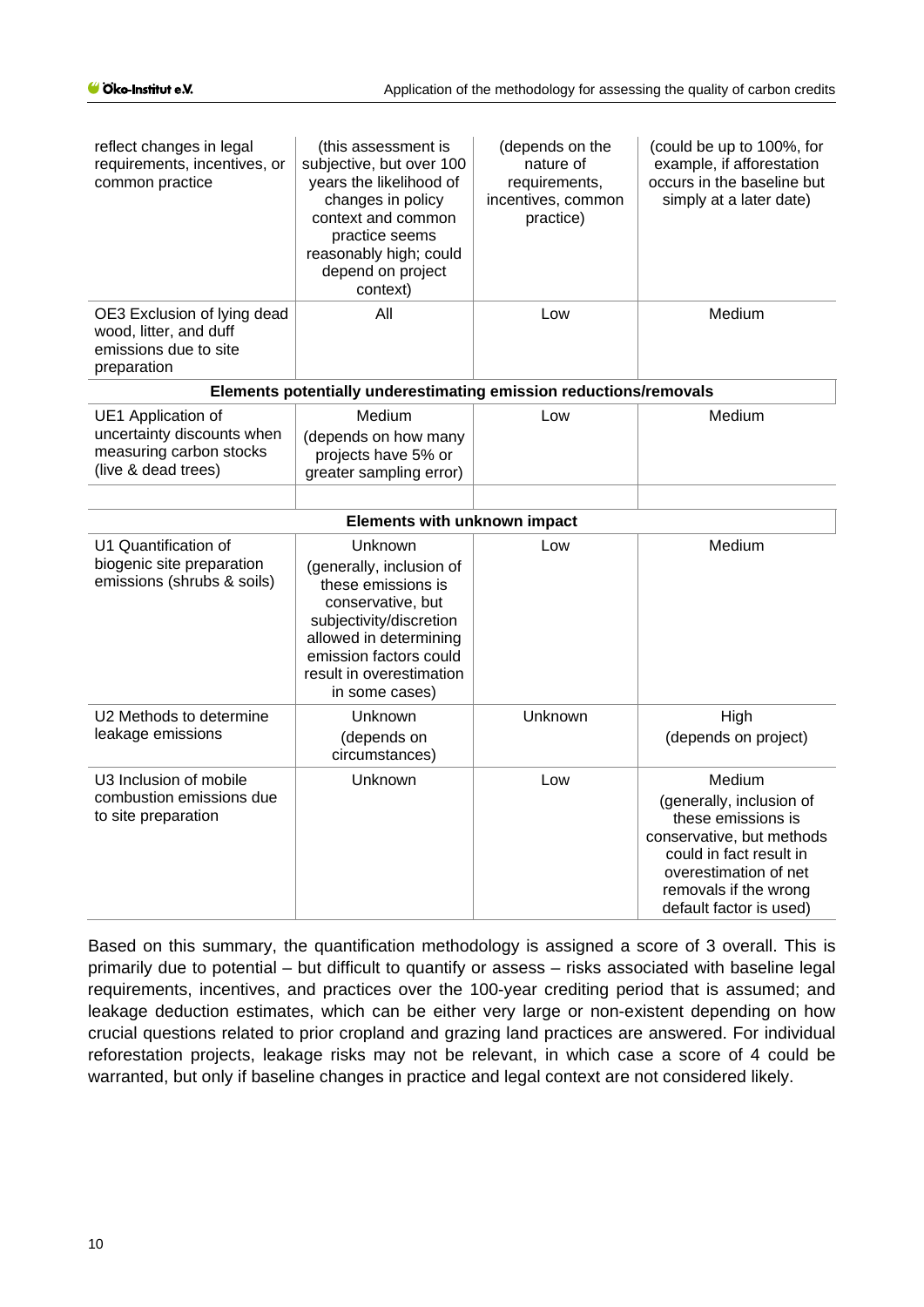| | | | |
|---|---|---|---|
| reflect changes in legal requirements, incentives, or common practice | (this assessment is subjective, but over 100 years the likelihood of changes in policy context and common practice seems reasonably high; could depend on project context) | (depends on the nature of requirements, incentives, common practice) | (could be up to 100%, for example, if afforestation occurs in the baseline but simply at a later date) |
| OE3 Exclusion of lying dead wood, litter, and duff emissions due to site preparation | All | Low | Medium |
| **Elements potentially underestimating emission reductions/removals** | | | |
| UE1 Application of uncertainty discounts when measuring carbon stocks (live & dead trees) | Medium (depends on how many projects have 5% or greater sampling error) | Low | Medium |
| | | | |
| **Elements with unknown impact** | | | |
| U1 Quantification of biogenic site preparation emissions (shrubs & soils) | Unknown (generally, inclusion of these emissions is conservative, but subjectivity/discretion allowed in determining emission factors could result in overestimation in some cases) | Low | Medium |
| U2 Methods to determine leakage emissions | Unknown (depends on circumstances) | Unknown | High (depends on project) |
| U3 Inclusion of mobile combustion emissions due to site preparation | Unknown | Low | Medium (generally, inclusion of these emissions is conservative, but methods could in fact result in overestimation of net removals if the wrong default factor is used) |

Based on this summary, the quantification methodology is assigned a score of 3 overall. This is primarily due to potential – but difficult to quantify or assess – risks associated with baseline legal requirements, incentives, and practices over the 100-year crediting period that is assumed; and leakage deduction estimates, which can be either very large or non-existent depending on how crucial questions related to prior cropland and grazing land practices are answered. For individual reforestation projects, leakage risks may not be relevant, in which case a score of 4 could be warranted, but only if baseline changes in practice and legal context are not considered likely.